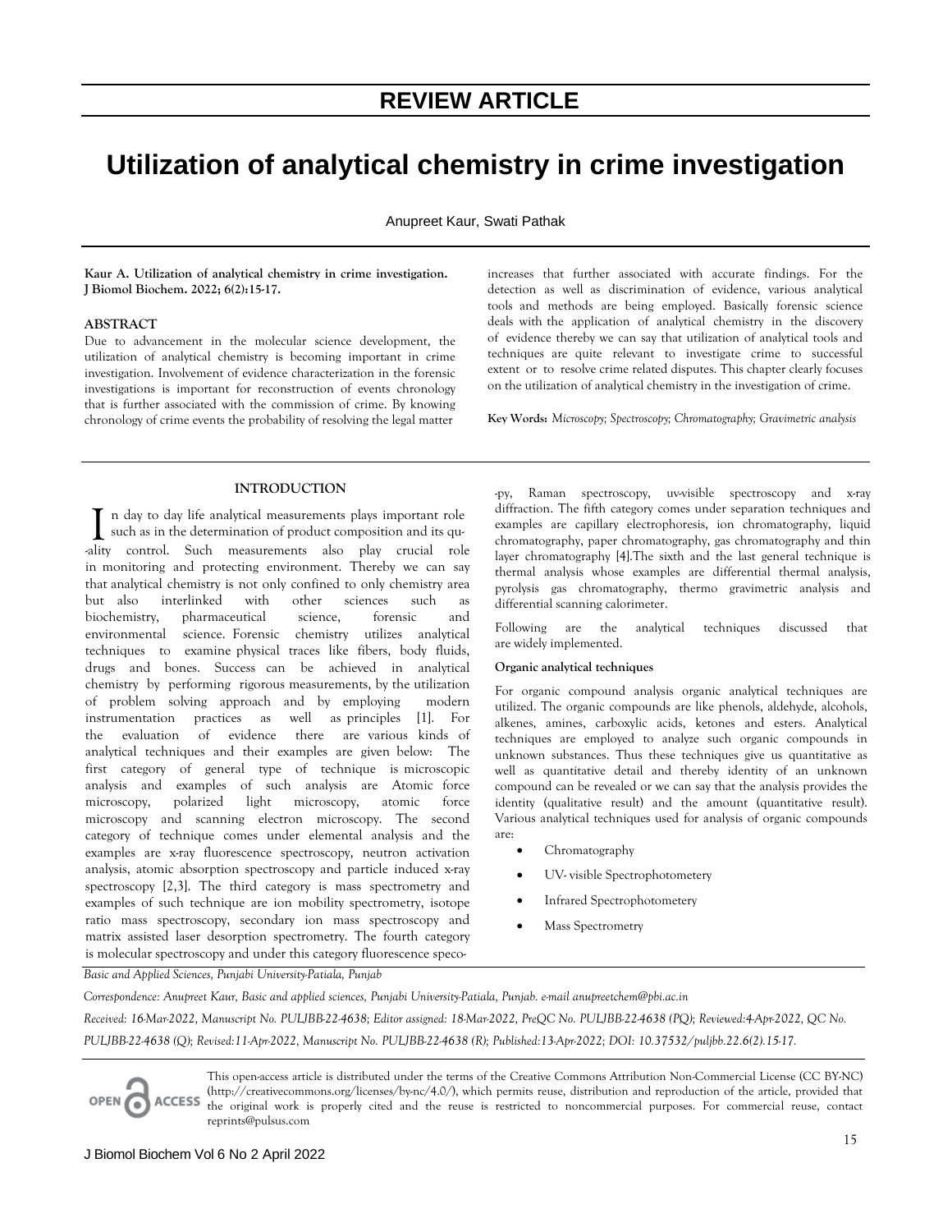REVIEW ARTICLE

# Utilization of analytical chemistry in crime investigation

Anupreet Kaur, Swati Pathak

**Kaur A. Utilization of analytical chemistry in crime investigation. J Biomol Biochem. 2022; 6(2):15-17.**

## ABSTRACT

Due to advancement in the molecular science development, the utilization of analytical chemistry is becoming important in crime investigation. Involvement of evidence characterization in the forensic investigations is important for reconstruction of events chronology that is further associated with the commission of crime. By knowing chronology of crime events the probability of resolving the legal matter increases that further associated with accurate findings. For the detection as well as discrimination of evidence, various analytical tools and methods are being employed. Basically forensic science deals with the application of analytical chemistry in the discovery of evidence thereby we can say that utilization of analytical tools and techniques are quite relevant to investigate crime to successful extent or to resolve crime related disputes. This chapter clearly focuses on the utilization of analytical chemistry in the investigation of crime.

**Key Words:** *Microscopy; Spectroscopy; Chromatography; Gravimetric analysis*

## INTRODUCTION

In day to day life analytical measurements plays important role such as in the determination of product composition and its quality control. Such measurements also play crucial role in monitoring and protecting environment. Thereby we can say that analytical chemistry is not only confined to only chemistry area but also interlinked with other sciences such as biochemistry, pharmaceutical science, forensic and environmental science. Forensic chemistry utilizes analytical techniques to examine physical traces like fibers, body fluids, drugs and bones. Success can be achieved in analytical chemistry by performing rigorous measurements, by the utilization of problem solving approach and by employing modern instrumentation practices as well as principles [1]. For the evaluation of evidence there are various kinds of analytical techniques and their examples are given below: The first category of general type of technique is microscopic analysis and examples of such analysis are Atomic force microscopy, polarized light microscopy, atomic force microscopy and scanning electron microscopy. The second category of technique comes under elemental analysis and the examples are x-ray fluorescence spectroscopy, neutron activation analysis, atomic absorption spectroscopy and particle induced x-ray spectroscopy [2,3]. The third category is mass spectrometry and examples of such technique are ion mobility spectrometry, isotope ratio mass spectroscopy, secondary ion mass spectroscopy and matrix assisted laser desorption spectrometry. The fourth category is molecular spectroscopy and under this category fluorescence spectroscopy, Raman spectroscopy, uv-visible spectroscopy and x-ray diffraction. The fifth category comes under separation techniques and examples are capillary electrophoresis, ion chromatography, liquid chromatography, paper chromatography, gas chromatography and thin layer chromatography [4].The sixth and the last general technique is thermal analysis whose examples are differential thermal analysis, pyrolysis gas chromatography, thermo gravimetric analysis and differential scanning calorimeter.

Following are the analytical techniques discussed that are widely implemented.

**Organic analytical techniques**

For organic compound analysis organic analytical techniques are utilized. The organic compounds are like phenols, aldehyde, alcohols, alkenes, amines, carboxylic acids, ketones and esters. Analytical techniques are employed to analyze such organic compounds in unknown substances. Thus these techniques give us quantitative as well as quantitative detail and thereby identity of an unknown compound can be revealed or we can say that the analysis provides the identity (qualitative result) and the amount (quantitative result). Various analytical techniques used for analysis of organic compounds are:

- Chromatography
- UV- visible Spectrophotometery
- Infrared Spectrophotometery
- Mass Spectrometry

*Basic and Applied Sciences, Punjabi University-Patiala, Punjab*

*Correspondence: Anupreet Kaur, Basic and applied sciences, Punjabi University-Patiala, Punjab. e-mail anupreetchem@pbi.ac.in*

*Received: 16-Mar-2022, Manuscript No. PULJBB-22-4638; Editor assigned: 18-Mar-2022, PreQC No. PULJBB-22-4638 (PQ); Reviewed:4-Apr-2022, QC No. PULJBB-22-4638 (Q); Revised:11-Apr-2022, Manuscript No. PULJBB-22-4638 (R); Published:13-Apr-2022; DOI: 10.37532/puljbb.22.6(2).15-17.*

OPEN ACCESS This open-access article is distributed under the terms of the Creative Commons Attribution Non-Commercial License (CC BY-NC) (http://creativecommons.org/licenses/by-nc/4.0/), which permits reuse, distribution and reproduction of the article, provided that the original work is properly cited and the reuse is restricted to noncommercial purposes. For commercial reuse, contact reprints@pulsus.com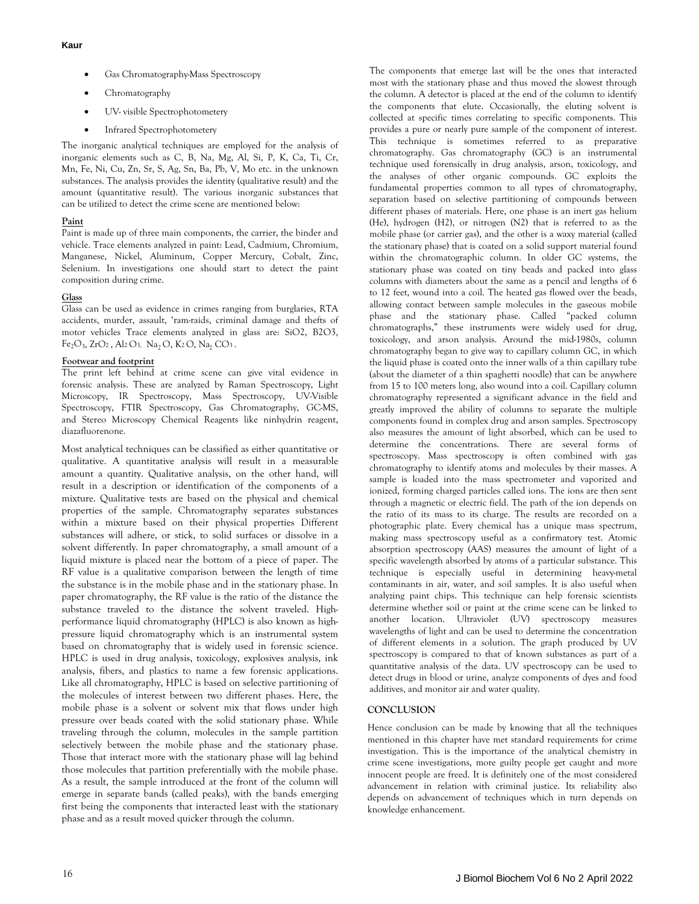- Gas Chromatography-Mass Spectroscopy
- Chromatography
- UV- visible Spectrophotometery
- Infrared Spectrophotometery

The inorganic analytical techniques are employed for the analysis of inorganic elements such as C, B, Na, Mg, Al, Si, P, K, Ca, Ti, Cr, Mn, Fe, Ni, Cu, Zn, Sr, S, Ag, Sn, Ba, Pb, V, Mo etc. in the unknown substances. The analysis provides the identity (qualitative result) and the amount (quantitative result). The various inorganic substances that can be utilized to detect the crime scene are mentioned below:

**Paint**

Paint is made up of three main components, the carrier, the binder and vehicle. Trace elements analyzed in paint: Lead, Cadmium, Chromium, Manganese, Nickel, Aluminum, Copper Mercury, Cobalt, Zinc, Selenium. In investigations one should start to detect the paint composition during crime.

**Glass**

Glass can be used as evidence in crimes ranging from burglaries, RTA accidents, murder, assault, 'ram-raids, criminal damage and thefts of motor vehicles Trace elements analyzed in glass are: $SiO_2$, $B_2O_3$, $Fe_2O_3$, $ZrO_2$ , $Al_2O_3$, $Na_2O$, $K_2O$, $Na_2CO_3$ .

**Footwear and footprint**

The print left behind at crime scene can give vital evidence in forensic analysis. These are analyzed by Raman Spectroscopy, Light Microscopy, IR Spectroscopy, Mass Spectroscopy, UV-Visible Spectroscopy, FTIR Spectroscopy, Gas Chromatography, GC-MS, and Stereo Microscopy Chemical Reagents like ninhydrin reagent, diazafluorenone.

Most analytical techniques can be classified as either quantitative or qualitative. A quantitative analysis will result in a measurable amount a quantity. Qualitative analysis, on the other hand, will result in a description or identification of the components of a mixture. Qualitative tests are based on the physical and chemical properties of the sample. Chromatography separates substances within a mixture based on their physical properties Different substances will adhere, or stick, to solid surfaces or dissolve in a solvent differently. In paper chromatography, a small amount of a liquid mixture is placed near the bottom of a piece of paper. The RF value is a qualitative comparison between the length of time the substance is in the mobile phase and in the stationary phase. In paper chromatography, the RF value is the ratio of the distance the substance traveled to the distance the solvent traveled. High-performance liquid chromatography (HPLC) is also known as high-pressure liquid chromatography which is an instrumental system based on chromatography that is widely used in forensic science. HPLC is used in drug analysis, toxicology, explosives analysis, ink analysis, fibers, and plastics to name a few forensic applications. Like all chromatography, HPLC is based on selective partitioning of the molecules of interest between two different phases. Here, the mobile phase is a solvent or solvent mix that flows under high pressure over beads coated with the solid stationary phase. While traveling through the column, molecules in the sample partition selectively between the mobile phase and the stationary phase. Those that interact more with the stationary phase will lag behind those molecules that partition preferentially with the mobile phase. As a result, the sample introduced at the front of the column will emerge in separate bands (called peaks), with the bands emerging first being the components that interacted least with the stationary phase and as a result moved quicker through the column. The components that emerge last will be the ones that interacted most with the stationary phase and thus moved the slowest through the column. A detector is placed at the end of the column to identify the components that elute. Occasionally, the eluting solvent is collected at specific times correlating to specific components. This provides a pure or nearly pure sample of the component of interest. This technique is sometimes referred to as preparative chromatography. Gas chromatography (GC) is an instrumental technique used forensically in drug analysis, arson, toxicology, and the analyses of other organic compounds. GC exploits the fundamental properties common to all types of chromatography, separation based on selective partitioning of compounds between different phases of materials. Here, one phase is an inert gas helium (He), hydrogen ($H_2$), or nitrogen ($N_2$) that is referred to as the mobile phase (or carrier gas), and the other is a waxy material (called the stationary phase) that is coated on a solid support material found within the chromatographic column. In older GC systems, the stationary phase was coated on tiny beads and packed into glass columns with diameters about the same as a pencil and lengths of 6 to 12 feet, wound into a coil. The heated gas flowed over the beads, allowing contact between sample molecules in the gaseous mobile phase and the stationary phase. Called "packed column chromatographs," these instruments were widely used for drug, toxicology, and arson analysis. Around the mid-1980s, column chromatography began to give way to capillary column GC, in which the liquid phase is coated onto the inner walls of a thin capillary tube (about the diameter of a thin spaghetti noodle) that can be anywhere from 15 to 100 meters long, also wound into a coil. Capillary column chromatography represented a significant advance in the field and greatly improved the ability of columns to separate the multiple components found in complex drug and arson samples. Spectroscopy also measures the amount of light absorbed, which can be used to determine the concentrations. There are several forms of spectroscopy. Mass spectroscopy is often combined with gas chromatography to identify atoms and molecules by their masses. A sample is loaded into the mass spectrometer and vaporized and ionized, forming charged particles called ions. The ions are then sent through a magnetic or electric field. The path of the ion depends on the ratio of its mass to its charge. The results are recorded on a photographic plate. Every chemical has a unique mass spectrum, making mass spectroscopy useful as a confirmatory test. Atomic absorption spectroscopy (AAS) measures the amount of light of a specific wavelength absorbed by atoms of a particular substance. This technique is especially useful in determining heavy-metal contaminants in air, water, and soil samples. It is also useful when analyzing paint chips. This technique can help forensic scientists determine whether soil or paint at the crime scene can be linked to another location. Ultraviolet (UV) spectroscopy measures wavelengths of light and can be used to determine the concentration of different elements in a solution. The graph produced by UV spectroscopy is compared to that of known substances as part of a quantitative analysis of the data. UV spectroscopy can be used to detect drugs in blood or urine, analyze components of dyes and food additives, and monitor air and water quality.

## CONCLUSION

Hence conclusion can be made by knowing that all the techniques mentioned in this chapter have met standard requirements for crime investigation. This is the importance of the analytical chemistry in crime scene investigations, more guilty people get caught and more innocent people are freed. It is definitely one of the most considered advancement in relation with criminal justice. Its reliability also depends on advancement of techniques which in turn depends on knowledge enhancement.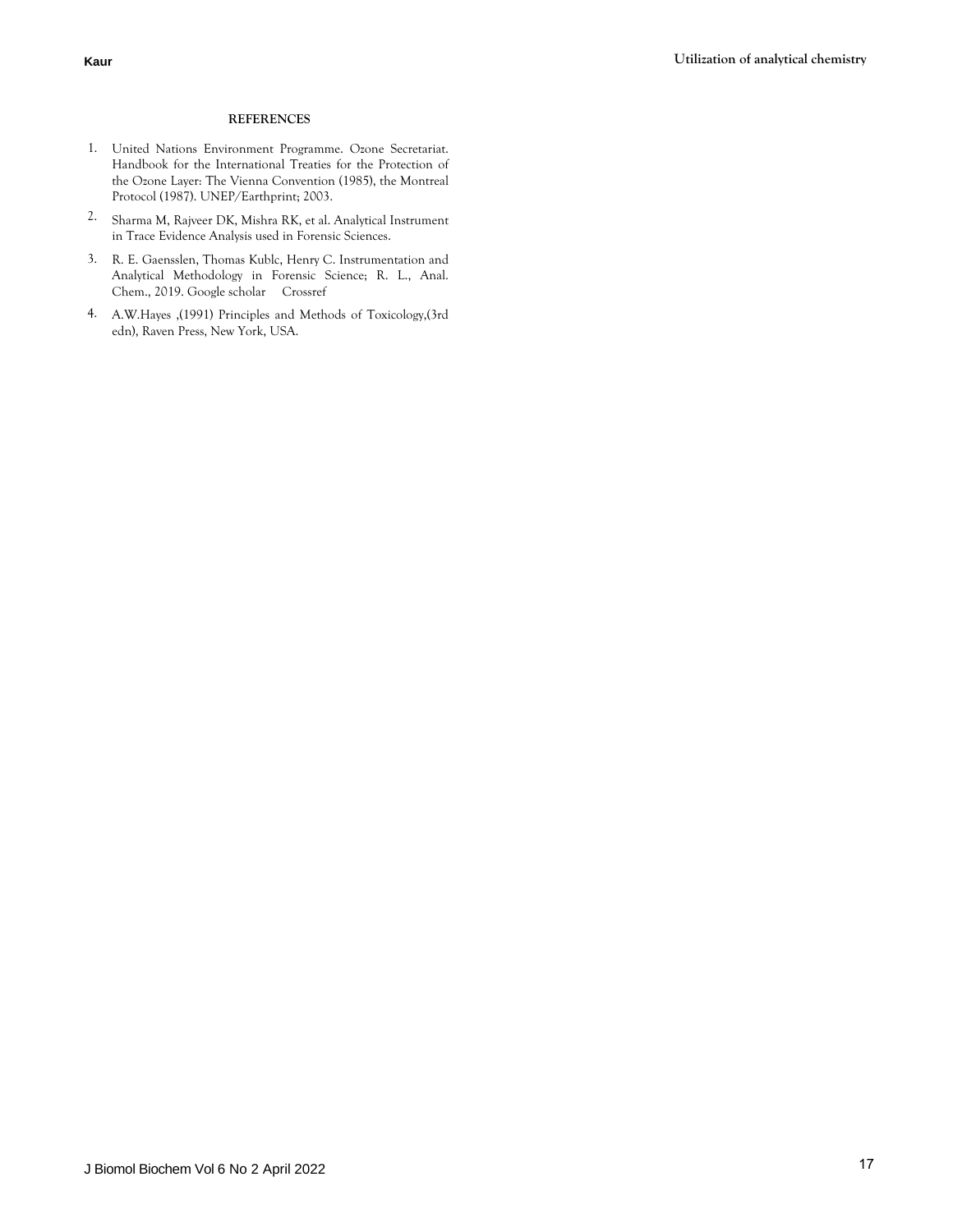## REFERENCES

1. United Nations Environment Programme. Ozone Secretariat. Handbook for the International Treaties for the Protection of the Ozone Layer: The Vienna Convention (1985), the Montreal Protocol (1987). UNEP/Earthprint; 2003.
2. Sharma M, Rajveer DK, Mishra RK, et al. Analytical Instrument in Trace Evidence Analysis used in Forensic Sciences.
3. R. E. Gaensslen, Thomas Kublc, Henry C. Instrumentation and Analytical Methodology in Forensic Science; R. L., Anal. Chem., 2019. Google scholar Crossref
4. A.W.Hayes ,(1991) Principles and Methods of Toxicology,(3rd edn), Raven Press, New York, USA.